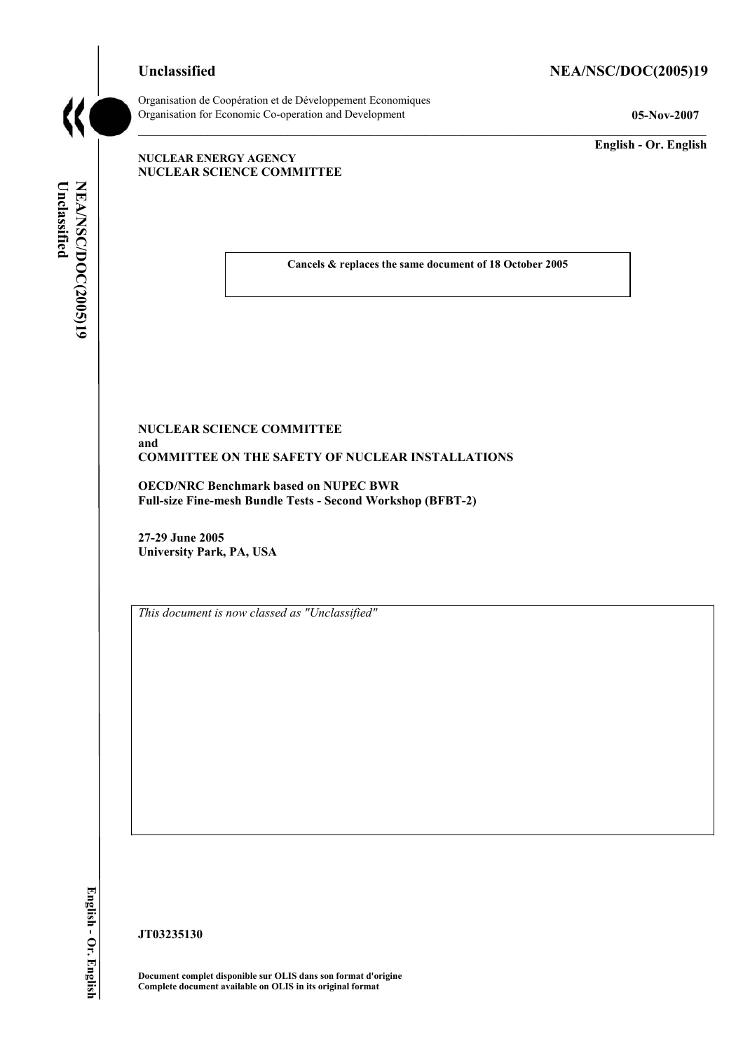**Unclassified** **NEA/NSC/DOC(2005)19**

Organisation de Coopération et de Développement Economiques
Organisation for Economic Co-operation and Development **05-Nov-2007**

**English - Or. English**

**NUCLEAR ENERGY AGENCY**
**NUCLEAR SCIENCE COMMITTEE**

**Cancels & replaces the same document of 18 October 2005**

**NUCLEAR SCIENCE COMMITTEE**
**and**
**COMMITTEE ON THE SAFETY OF NUCLEAR INSTALLATIONS**

**OECD/NRC Benchmark based on NUPEC BWR**
**Full-size Fine-mesh Bundle Tests - Second Workshop (BFBT-2)**

**27-29 June 2005**
**University Park, PA, USA**

*This document is now classed as "Unclassified"*

**JT03235130**

**Document complet disponible sur OLIS dans son format d'origine**
**Complete document available on OLIS in its original format**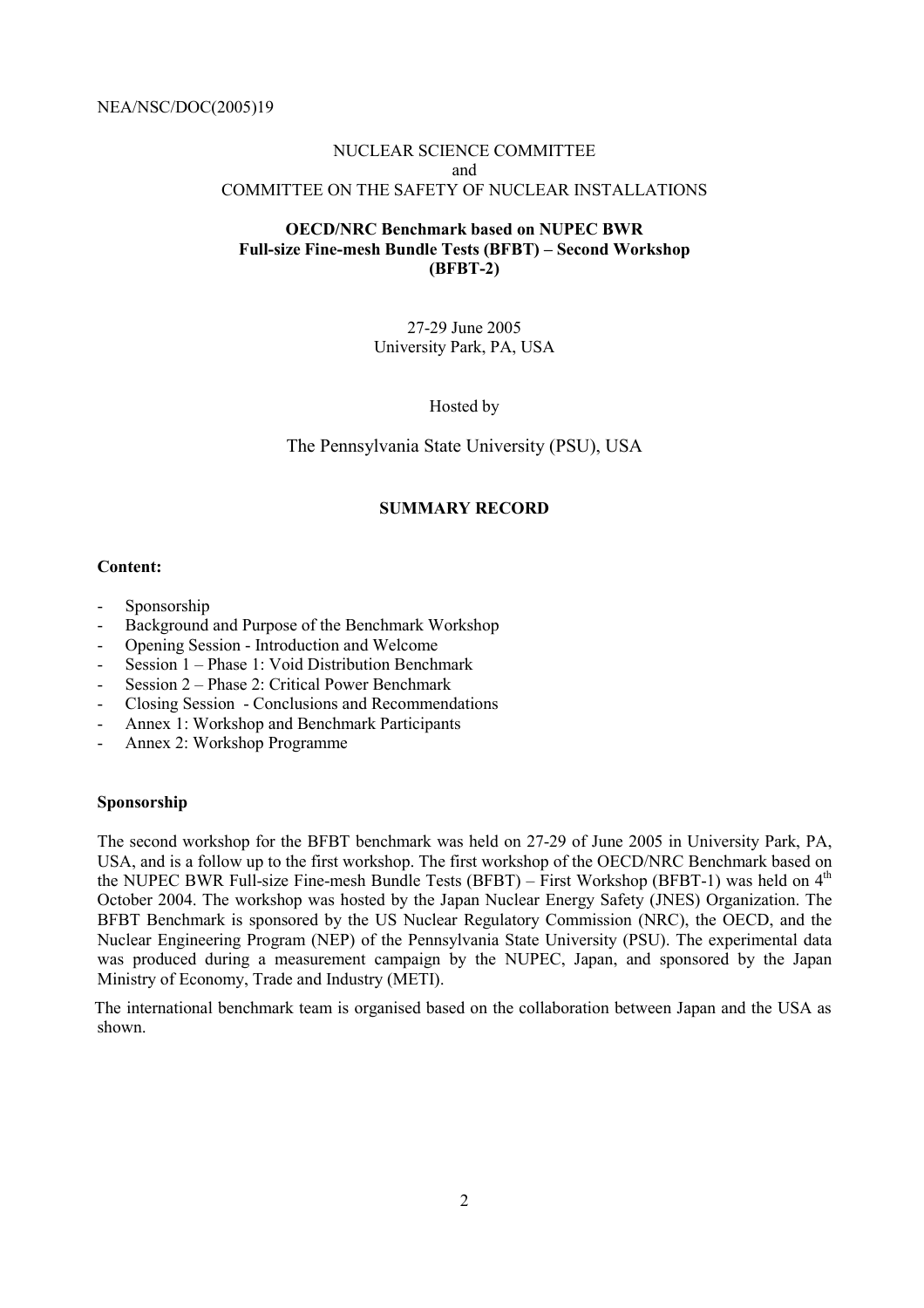NEA/NSC/DOC(2005)19

NUCLEAR SCIENCE COMMITTEE
and
COMMITTEE ON THE SAFETY OF NUCLEAR INSTALLATIONS

**OECD/NRC Benchmark based on NUPEC BWR Full-size Fine-mesh Bundle Tests (BFBT) – Second Workshop (BFBT-2)**

27-29 June 2005
University Park, PA, USA

Hosted by

The Pennsylvania State University (PSU), USA

**SUMMARY RECORD**

**Content:**

- Sponsorship
- Background and Purpose of the Benchmark Workshop
- Opening Session - Introduction and Welcome
- Session 1 – Phase 1: Void Distribution Benchmark
- Session 2 – Phase 2: Critical Power Benchmark
- Closing Session - Conclusions and Recommendations
- Annex 1: Workshop and Benchmark Participants
- Annex 2: Workshop Programme

**Sponsorship**

The second workshop for the BFBT benchmark was held on 27-29 of June 2005 in University Park, PA, USA, and is a follow up to the first workshop. The first workshop of the OECD/NRC Benchmark based on the NUPEC BWR Full-size Fine-mesh Bundle Tests (BFBT) – First Workshop (BFBT-1) was held on 4th October 2004. The workshop was hosted by the Japan Nuclear Energy Safety (JNES) Organization. The BFBT Benchmark is sponsored by the US Nuclear Regulatory Commission (NRC), the OECD, and the Nuclear Engineering Program (NEP) of the Pennsylvania State University (PSU). The experimental data was produced during a measurement campaign by the NUPEC, Japan, and sponsored by the Japan Ministry of Economy, Trade and Industry (METI).

The international benchmark team is organised based on the collaboration between Japan and the USA as shown.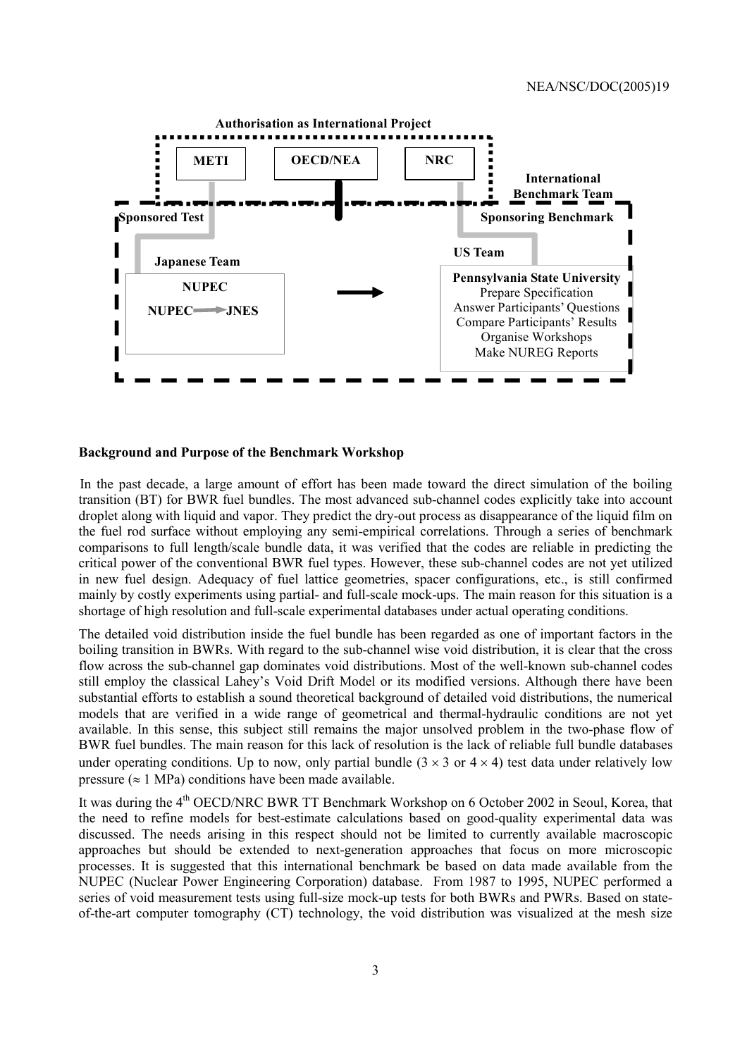**Authorisation as International Project**

METI | OECD/NEA | NRC

**International Benchmark Team**

**Sponsored Test** | **Sponsoring Benchmark**

**Japanese Team**

**NUPEC**

**NUPEC → JNES**

**US Team**

**Pennsylvania State University**
Prepare Specification
Answer Participants' Questions
Compare Participants' Results
Organise Workshops
Make NUREG Reports

**Background and Purpose of the Benchmark Workshop**

In the past decade, a large amount of effort has been made toward the direct simulation of the boiling transition (BT) for BWR fuel bundles. The most advanced sub-channel codes explicitly take into account droplet along with liquid and vapor. They predict the dry-out process as disappearance of the liquid film on the fuel rod surface without employing any semi-empirical correlations. Through a series of benchmark comparisons to full length/scale bundle data, it was verified that the codes are reliable in predicting the critical power of the conventional BWR fuel types. However, these sub-channel codes are not yet utilized in new fuel design. Adequacy of fuel lattice geometries, spacer configurations, etc., is still confirmed mainly by costly experiments using partial- and full-scale mock-ups. The main reason for this situation is a shortage of high resolution and full-scale experimental databases under actual operating conditions.

The detailed void distribution inside the fuel bundle has been regarded as one of important factors in the boiling transition in BWRs. With regard to the sub-channel wise void distribution, it is clear that the cross flow across the sub-channel gap dominates void distributions. Most of the well-known sub-channel codes still employ the classical Lahey's Void Drift Model or its modified versions. Although there have been substantial efforts to establish a sound theoretical background of detailed void distributions, the numerical models that are verified in a wide range of geometrical and thermal-hydraulic conditions are not yet available. In this sense, this subject still remains the major unsolved problem in the two-phase flow of BWR fuel bundles. The main reason for this lack of resolution is the lack of reliable full bundle databases under operating conditions. Up to now, only partial bundle ($3 \times 3$ or $4 \times 4$) test data under relatively low pressure ($\approx$ 1 MPa) conditions have been made available.

It was during the 4[th] OECD/NRC BWR TT Benchmark Workshop on 6 October 2002 in Seoul, Korea, that the need to refine models for best-estimate calculations based on good-quality experimental data was discussed. The needs arising in this respect should not be limited to currently available macroscopic approaches but should be extended to next-generation approaches that focus on more microscopic processes. It is suggested that this international benchmark be based on data made available from the NUPEC (Nuclear Power Engineering Corporation) database. From 1987 to 1995, NUPEC performed a series of void measurement tests using full-size mock-up tests for both BWRs and PWRs. Based on state-of-the-art computer tomography (CT) technology, the void distribution was visualized at the mesh size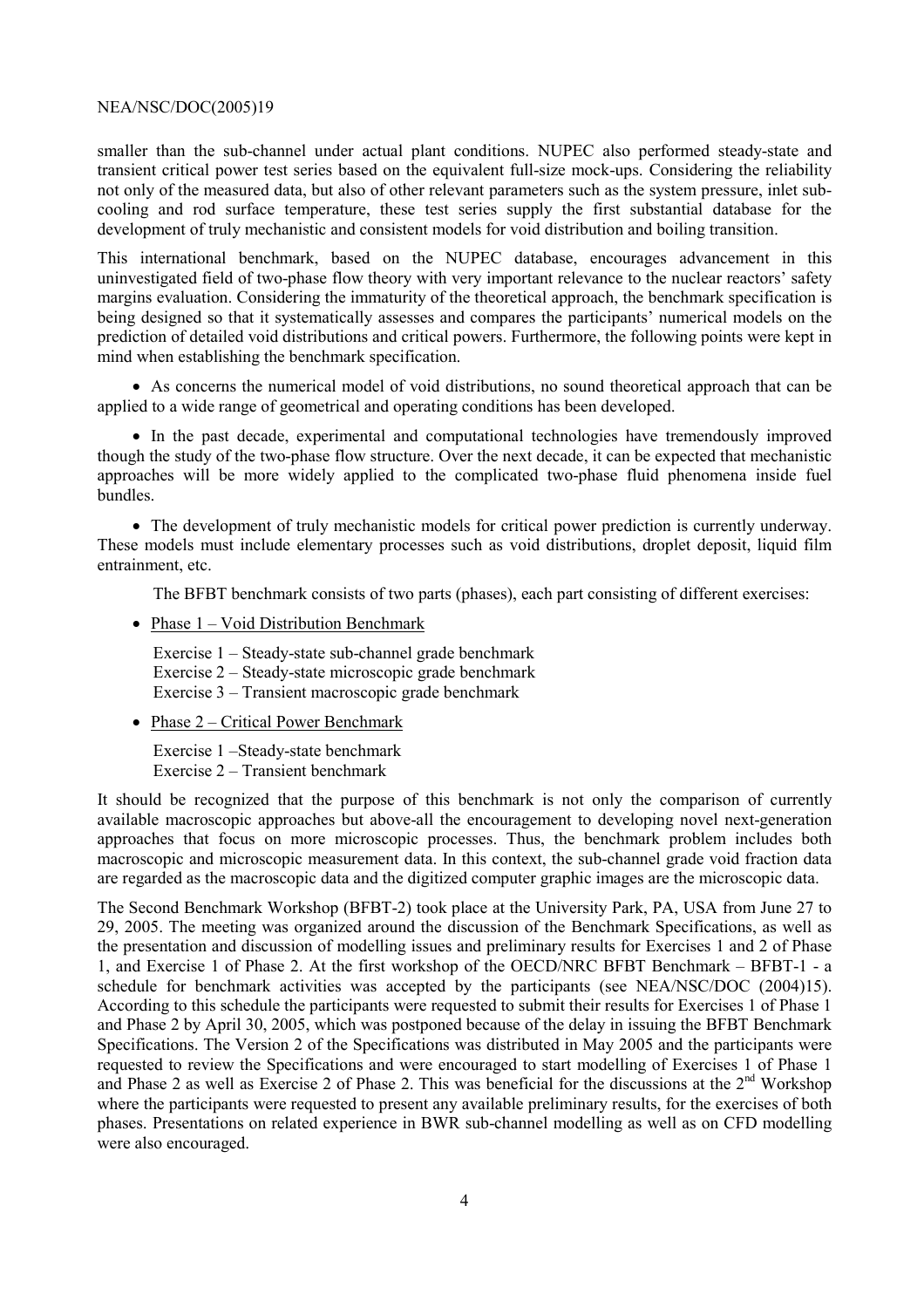smaller than the sub-channel under actual plant conditions. NUPEC also performed steady-state and transient critical power test series based on the equivalent full-size mock-ups. Considering the reliability not only of the measured data, but also of other relevant parameters such as the system pressure, inlet sub-cooling and rod surface temperature, these test series supply the first substantial database for the development of truly mechanistic and consistent models for void distribution and boiling transition.

This international benchmark, based on the NUPEC database, encourages advancement in this uninvestigated field of two-phase flow theory with very important relevance to the nuclear reactors' safety margins evaluation. Considering the immaturity of the theoretical approach, the benchmark specification is being designed so that it systematically assesses and compares the participants' numerical models on the prediction of detailed void distributions and critical powers. Furthermore, the following points were kept in mind when establishing the benchmark specification.

- As concerns the numerical model of void distributions, no sound theoretical approach that can be applied to a wide range of geometrical and operating conditions has been developed.

- In the past decade, experimental and computational technologies have tremendously improved though the study of the two-phase flow structure. Over the next decade, it can be expected that mechanistic approaches will be more widely applied to the complicated two-phase fluid phenomena inside fuel bundles.

- The development of truly mechanistic models for critical power prediction is currently underway. These models must include elementary processes such as void distributions, droplet deposit, liquid film entrainment, etc.

The BFBT benchmark consists of two parts (phases), each part consisting of different exercises:

- Phase 1 – Void Distribution Benchmark

  Exercise 1 – Steady-state sub-channel grade benchmark
  Exercise 2 – Steady-state microscopic grade benchmark
  Exercise 3 – Transient macroscopic grade benchmark

- Phase 2 – Critical Power Benchmark

  Exercise 1 –Steady-state benchmark
  Exercise 2 – Transient benchmark

It should be recognized that the purpose of this benchmark is not only the comparison of currently available macroscopic approaches but above-all the encouragement to developing novel next-generation approaches that focus on more microscopic processes. Thus, the benchmark problem includes both macroscopic and microscopic measurement data. In this context, the sub-channel grade void fraction data are regarded as the macroscopic data and the digitized computer graphic images are the microscopic data.

The Second Benchmark Workshop (BFBT-2) took place at the University Park, PA, USA from June 27 to 29, 2005. The meeting was organized around the discussion of the Benchmark Specifications, as well as the presentation and discussion of modelling issues and preliminary results for Exercises 1 and 2 of Phase 1, and Exercise 1 of Phase 2. At the first workshop of the OECD/NRC BFBT Benchmark – BFBT-1 - a schedule for benchmark activities was accepted by the participants (see NEA/NSC/DOC (2004)15). According to this schedule the participants were requested to submit their results for Exercises 1 of Phase 1 and Phase 2 by April 30, 2005, which was postponed because of the delay in issuing the BFBT Benchmark Specifications. The Version 2 of the Specifications was distributed in May 2005 and the participants were requested to review the Specifications and were encouraged to start modelling of Exercises 1 of Phase 1 and Phase 2 as well as Exercise 2 of Phase 2. This was beneficial for the discussions at the 2nd Workshop where the participants were requested to present any available preliminary results, for the exercises of both phases. Presentations on related experience in BWR sub-channel modelling as well as on CFD modelling were also encouraged.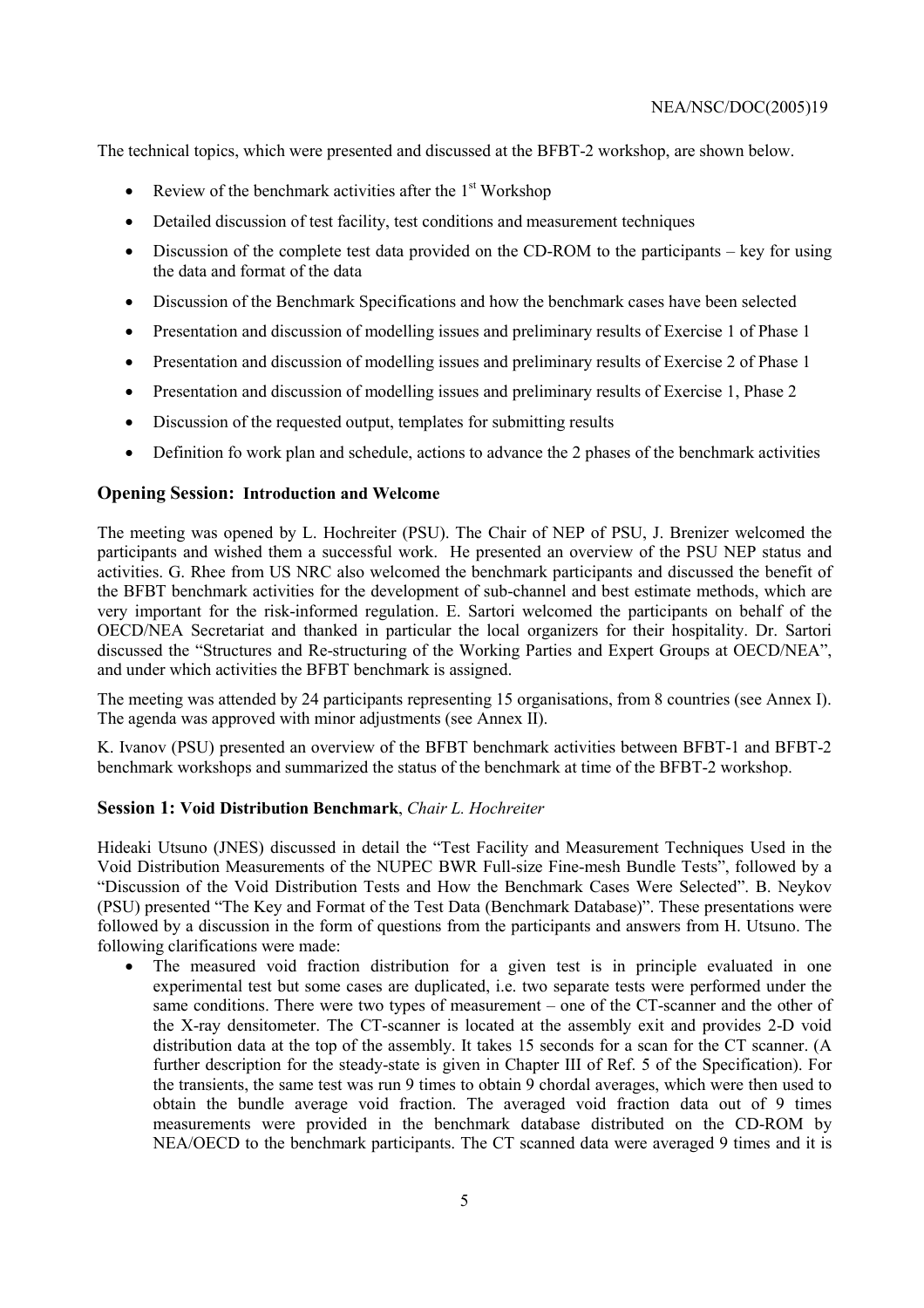The technical topics, which were presented and discussed at the BFBT-2 workshop, are shown below.

- Review of the benchmark activities after the 1st Workshop
- Detailed discussion of test facility, test conditions and measurement techniques
- Discussion of the complete test data provided on the CD-ROM to the participants – key for using the data and format of the data
- Discussion of the Benchmark Specifications and how the benchmark cases have been selected
- Presentation and discussion of modelling issues and preliminary results of Exercise 1 of Phase 1
- Presentation and discussion of modelling issues and preliminary results of Exercise 2 of Phase 1
- Presentation and discussion of modelling issues and preliminary results of Exercise 1, Phase 2
- Discussion of the requested output, templates for submitting results
- Definition fo work plan and schedule, actions to advance the 2 phases of the benchmark activities

## Opening Session: Introduction and Welcome

The meeting was opened by L. Hochreiter (PSU). The Chair of NEP of PSU, J. Brenizer welcomed the participants and wished them a successful work. He presented an overview of the PSU NEP status and activities. G. Rhee from US NRC also welcomed the benchmark participants and discussed the benefit of the BFBT benchmark activities for the development of sub-channel and best estimate methods, which are very important for the risk-informed regulation. E. Sartori welcomed the participants on behalf of the OECD/NEA Secretariat and thanked in particular the local organizers for their hospitality. Dr. Sartori discussed the "Structures and Re-structuring of the Working Parties and Expert Groups at OECD/NEA", and under which activities the BFBT benchmark is assigned.

The meeting was attended by 24 participants representing 15 organisations, from 8 countries (see Annex I). The agenda was approved with minor adjustments (see Annex II).

K. Ivanov (PSU) presented an overview of the BFBT benchmark activities between BFBT-1 and BFBT-2 benchmark workshops and summarized the status of the benchmark at time of the BFBT-2 workshop.

## Session 1: Void Distribution Benchmark, *Chair L. Hochreiter*

Hideaki Utsuno (JNES) discussed in detail the "Test Facility and Measurement Techniques Used in the Void Distribution Measurements of the NUPEC BWR Full-size Fine-mesh Bundle Tests", followed by a "Discussion of the Void Distribution Tests and How the Benchmark Cases Were Selected". B. Neykov (PSU) presented "The Key and Format of the Test Data (Benchmark Database)". These presentations were followed by a discussion in the form of questions from the participants and answers from H. Utsuno. The following clarifications were made:

- The measured void fraction distribution for a given test is in principle evaluated in one experimental test but some cases are duplicated, i.e. two separate tests were performed under the same conditions. There were two types of measurement – one of the CT-scanner and the other of the X-ray densitometer. The CT-scanner is located at the assembly exit and provides 2-D void distribution data at the top of the assembly. It takes 15 seconds for a scan for the CT scanner. (A further description for the steady-state is given in Chapter III of Ref. 5 of the Specification). For the transients, the same test was run 9 times to obtain 9 chordal averages, which were then used to obtain the bundle average void fraction. The averaged void fraction data out of 9 times measurements were provided in the benchmark database distributed on the CD-ROM by NEA/OECD to the benchmark participants. The CT scanned data were averaged 9 times and it is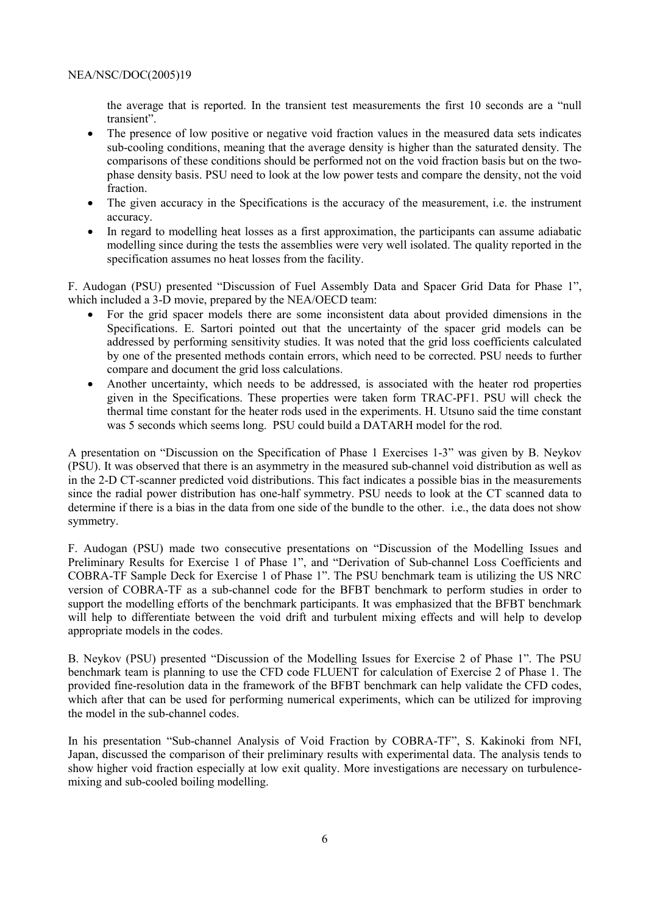the average that is reported. In the transient test measurements the first 10 seconds are a "null transient".

- The presence of low positive or negative void fraction values in the measured data sets indicates sub-cooling conditions, meaning that the average density is higher than the saturated density. The comparisons of these conditions should be performed not on the void fraction basis but on the two-phase density basis. PSU need to look at the low power tests and compare the density, not the void fraction.
- The given accuracy in the Specifications is the accuracy of the measurement, i.e. the instrument accuracy.
- In regard to modelling heat losses as a first approximation, the participants can assume adiabatic modelling since during the tests the assemblies were very well isolated. The quality reported in the specification assumes no heat losses from the facility.

F. Audogan (PSU) presented "Discussion of Fuel Assembly Data and Spacer Grid Data for Phase 1", which included a 3-D movie, prepared by the NEA/OECD team:

- For the grid spacer models there are some inconsistent data about provided dimensions in the Specifications. E. Sartori pointed out that the uncertainty of the spacer grid models can be addressed by performing sensitivity studies. It was noted that the grid loss coefficients calculated by one of the presented methods contain errors, which need to be corrected. PSU needs to further compare and document the grid loss calculations.
- Another uncertainty, which needs to be addressed, is associated with the heater rod properties given in the Specifications. These properties were taken form TRAC-PF1. PSU will check the thermal time constant for the heater rods used in the experiments. H. Utsuno said the time constant was 5 seconds which seems long. PSU could build a DATARH model for the rod.

A presentation on "Discussion on the Specification of Phase 1 Exercises 1-3" was given by B. Neykov (PSU). It was observed that there is an asymmetry in the measured sub-channel void distribution as well as in the 2-D CT-scanner predicted void distributions. This fact indicates a possible bias in the measurements since the radial power distribution has one-half symmetry. PSU needs to look at the CT scanned data to determine if there is a bias in the data from one side of the bundle to the other. i.e., the data does not show symmetry.

F. Audogan (PSU) made two consecutive presentations on "Discussion of the Modelling Issues and Preliminary Results for Exercise 1 of Phase 1", and "Derivation of Sub-channel Loss Coefficients and COBRA-TF Sample Deck for Exercise 1 of Phase 1". The PSU benchmark team is utilizing the US NRC version of COBRA-TF as a sub-channel code for the BFBT benchmark to perform studies in order to support the modelling efforts of the benchmark participants. It was emphasized that the BFBT benchmark will help to differentiate between the void drift and turbulent mixing effects and will help to develop appropriate models in the codes.

B. Neykov (PSU) presented "Discussion of the Modelling Issues for Exercise 2 of Phase 1". The PSU benchmark team is planning to use the CFD code FLUENT for calculation of Exercise 2 of Phase 1. The provided fine-resolution data in the framework of the BFBT benchmark can help validate the CFD codes, which after that can be used for performing numerical experiments, which can be utilized for improving the model in the sub-channel codes.

In his presentation "Sub-channel Analysis of Void Fraction by COBRA-TF", S. Kakinoki from NFI, Japan, discussed the comparison of their preliminary results with experimental data. The analysis tends to show higher void fraction especially at low exit quality. More investigations are necessary on turbulence-mixing and sub-cooled boiling modelling.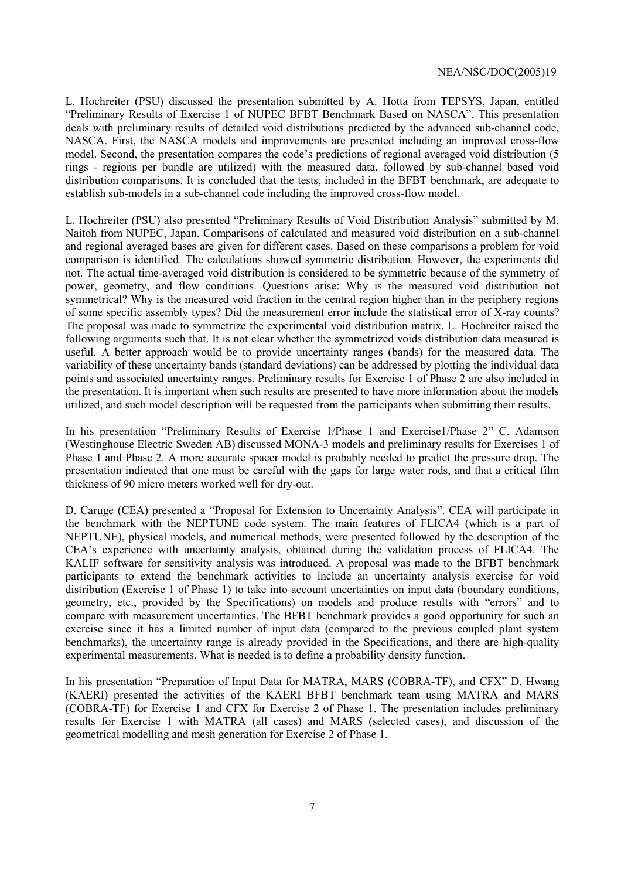L. Hochreiter (PSU) discussed the presentation submitted by A. Hotta from TEPSYS, Japan, entitled "Preliminary Results of Exercise 1 of NUPEC BFBT Benchmark Based on NASCA". This presentation deals with preliminary results of detailed void distributions predicted by the advanced sub-channel code, NASCA. First, the NASCA models and improvements are presented including an improved cross-flow model. Second, the presentation compares the code's predictions of regional averaged void distribution (5 rings - regions per bundle are utilized) with the measured data, followed by sub-channel based void distribution comparisons. It is concluded that the tests, included in the BFBT benchmark, are adequate to establish sub-models in a sub-channel code including the improved cross-flow model.

L. Hochreiter (PSU) also presented "Preliminary Results of Void Distribution Analysis" submitted by M. Naitoh from NUPEC, Japan. Comparisons of calculated and measured void distribution on a sub-channel and regional averaged bases are given for different cases. Based on these comparisons a problem for void comparison is identified. The calculations showed symmetric distribution. However, the experiments did not. The actual time-averaged void distribution is considered to be symmetric because of the symmetry of power, geometry, and flow conditions. Questions arise: Why is the measured void distribution not symmetrical? Why is the measured void fraction in the central region higher than in the periphery regions of some specific assembly types? Did the measurement error include the statistical error of X-ray counts? The proposal was made to symmetrize the experimental void distribution matrix. L. Hochreiter raised the following arguments such that. It is not clear whether the symmetrized voids distribution data measured is useful. A better approach would be to provide uncertainty ranges (bands) for the measured data. The variability of these uncertainty bands (standard deviations) can be addressed by plotting the individual data points and associated uncertainty ranges. Preliminary results for Exercise 1 of Phase 2 are also included in the presentation. It is important when such results are presented to have more information about the models utilized, and such model description will be requested from the participants when submitting their results.

In his presentation "Preliminary Results of Exercise 1/Phase 1 and Exercise1/Phase 2" C. Adamson (Westinghouse Electric Sweden AB) discussed MONA-3 models and preliminary results for Exercises 1 of Phase 1 and Phase 2. A more accurate spacer model is probably needed to predict the pressure drop. The presentation indicated that one must be careful with the gaps for large water rods, and that a critical film thickness of 90 micro meters worked well for dry-out.

D. Caruge (CEA) presented a "Proposal for Extension to Uncertainty Analysis". CEA will participate in the benchmark with the NEPTUNE code system. The main features of FLICA4 (which is a part of NEPTUNE), physical models, and numerical methods, were presented followed by the description of the CEA's experience with uncertainty analysis, obtained during the validation process of FLICA4. The KALIF software for sensitivity analysis was introduced. A proposal was made to the BFBT benchmark participants to extend the benchmark activities to include an uncertainty analysis exercise for void distribution (Exercise 1 of Phase 1) to take into account uncertainties on input data (boundary conditions, geometry, etc., provided by the Specifications) on models and produce results with "errors" and to compare with measurement uncertainties. The BFBT benchmark provides a good opportunity for such an exercise since it has a limited number of input data (compared to the previous coupled plant system benchmarks), the uncertainty range is already provided in the Specifications, and there are high-quality experimental measurements. What is needed is to define a probability density function.

In his presentation "Preparation of Input Data for MATRA, MARS (COBRA-TF), and CFX" D. Hwang (KAERI) presented the activities of the KAERI BFBT benchmark team using MATRA and MARS (COBRA-TF) for Exercise 1 and CFX for Exercise 2 of Phase 1. The presentation includes preliminary results for Exercise 1 with MATRA (all cases) and MARS (selected cases), and discussion of the geometrical modelling and mesh generation for Exercise 2 of Phase 1.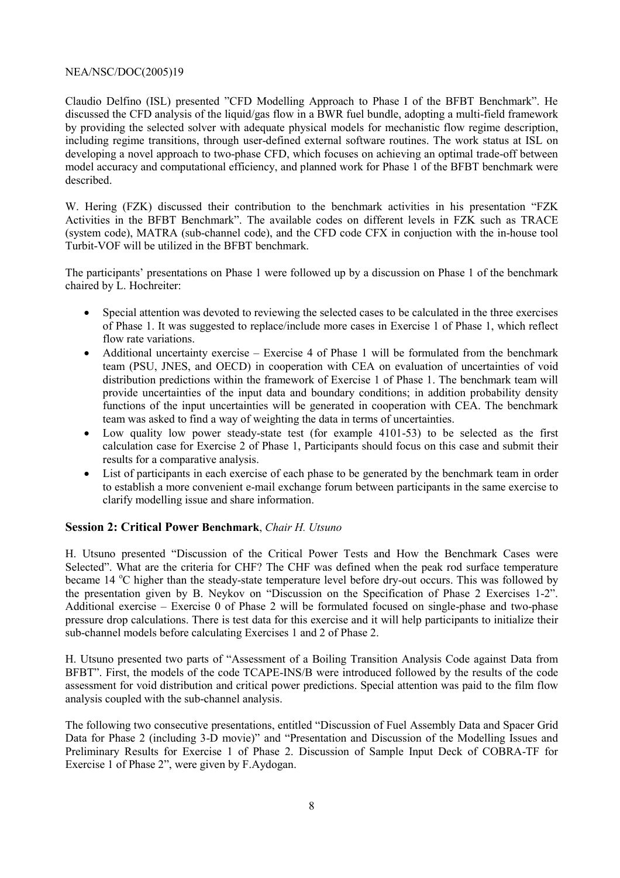Claudio Delfino (ISL) presented "CFD Modelling Approach to Phase I of the BFBT Benchmark". He discussed the CFD analysis of the liquid/gas flow in a BWR fuel bundle, adopting a multi-field framework by providing the selected solver with adequate physical models for mechanistic flow regime description, including regime transitions, through user-defined external software routines. The work status at ISL on developing a novel approach to two-phase CFD, which focuses on achieving an optimal trade-off between model accuracy and computational efficiency, and planned work for Phase 1 of the BFBT benchmark were described.

W. Hering (FZK) discussed their contribution to the benchmark activities in his presentation "FZK Activities in the BFBT Benchmark". The available codes on different levels in FZK such as TRACE (system code), MATRA (sub-channel code), and the CFD code CFX in conjuction with the in-house tool Turbit-VOF will be utilized in the BFBT benchmark.

The participants' presentations on Phase 1 were followed up by a discussion on Phase 1 of the benchmark chaired by L. Hochreiter:

- Special attention was devoted to reviewing the selected cases to be calculated in the three exercises of Phase 1. It was suggested to replace/include more cases in Exercise 1 of Phase 1, which reflect flow rate variations.
- Additional uncertainty exercise – Exercise 4 of Phase 1 will be formulated from the benchmark team (PSU, JNES, and OECD) in cooperation with CEA on evaluation of uncertainties of void distribution predictions within the framework of Exercise 1 of Phase 1. The benchmark team will provide uncertainties of the input data and boundary conditions; in addition probability density functions of the input uncertainties will be generated in cooperation with CEA. The benchmark team was asked to find a way of weighting the data in terms of uncertainties.
- Low quality low power steady-state test (for example 4101-53) to be selected as the first calculation case for Exercise 2 of Phase 1, Participants should focus on this case and submit their results for a comparative analysis.
- List of participants in each exercise of each phase to be generated by the benchmark team in order to establish a more convenient e-mail exchange forum between participants in the same exercise to clarify modelling issue and share information.

## Session 2: Critical Power Benchmark, *Chair H. Utsuno*

H. Utsuno presented "Discussion of the Critical Power Tests and How the Benchmark Cases were Selected". What are the criteria for CHF? The CHF was defined when the peak rod surface temperature became 14 $^{o}$C higher than the steady-state temperature level before dry-out occurs. This was followed by the presentation given by B. Neykov on "Discussion on the Specification of Phase 2 Exercises 1-2". Additional exercise – Exercise 0 of Phase 2 will be formulated focused on single-phase and two-phase pressure drop calculations. There is test data for this exercise and it will help participants to initialize their sub-channel models before calculating Exercises 1 and 2 of Phase 2.

H. Utsuno presented two parts of "Assessment of a Boiling Transition Analysis Code against Data from BFBT". First, the models of the code TCAPE-INS/B were introduced followed by the results of the code assessment for void distribution and critical power predictions. Special attention was paid to the film flow analysis coupled with the sub-channel analysis.

The following two consecutive presentations, entitled "Discussion of Fuel Assembly Data and Spacer Grid Data for Phase 2 (including 3-D movie)" and "Presentation and Discussion of the Modelling Issues and Preliminary Results for Exercise 1 of Phase 2. Discussion of Sample Input Deck of COBRA-TF for Exercise 1 of Phase 2", were given by F.Aydogan.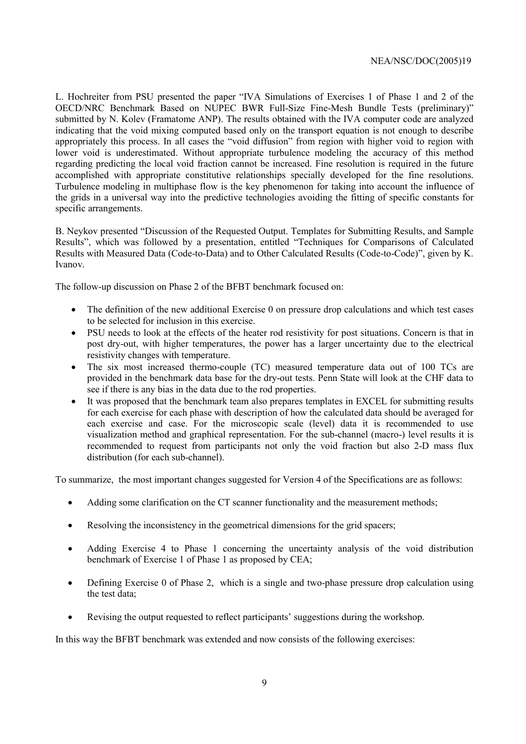L. Hochreiter from PSU presented the paper "IVA Simulations of Exercises 1 of Phase 1 and 2 of the OECD/NRC Benchmark Based on NUPEC BWR Full-Size Fine-Mesh Bundle Tests (preliminary)" submitted by N. Kolev (Framatome ANP). The results obtained with the IVA computer code are analyzed indicating that the void mixing computed based only on the transport equation is not enough to describe appropriately this process. In all cases the "void diffusion" from region with higher void to region with lower void is underestimated. Without appropriate turbulence modeling the accuracy of this method regarding predicting the local void fraction cannot be increased. Fine resolution is required in the future accomplished with appropriate constitutive relationships specially developed for the fine resolutions. Turbulence modeling in multiphase flow is the key phenomenon for taking into account the influence of the grids in a universal way into the predictive technologies avoiding the fitting of specific constants for specific arrangements.

B. Neykov presented "Discussion of the Requested Output. Templates for Submitting Results, and Sample Results", which was followed by a presentation, entitled "Techniques for Comparisons of Calculated Results with Measured Data (Code-to-Data) and to Other Calculated Results (Code-to-Code)", given by K. Ivanov.

The follow-up discussion on Phase 2 of the BFBT benchmark focused on:

- The definition of the new additional Exercise 0 on pressure drop calculations and which test cases to be selected for inclusion in this exercise.
- PSU needs to look at the effects of the heater rod resistivity for post situations. Concern is that in post dry-out, with higher temperatures, the power has a larger uncertainty due to the electrical resistivity changes with temperature.
- The six most increased thermo-couple (TC) measured temperature data out of 100 TCs are provided in the benchmark data base for the dry-out tests. Penn State will look at the CHF data to see if there is any bias in the data due to the rod properties.
- It was proposed that the benchmark team also prepares templates in EXCEL for submitting results for each exercise for each phase with description of how the calculated data should be averaged for each exercise and case. For the microscopic scale (level) data it is recommended to use visualization method and graphical representation. For the sub-channel (macro-) level results it is recommended to request from participants not only the void fraction but also 2-D mass flux distribution (for each sub-channel).

To summarize, the most important changes suggested for Version 4 of the Specifications are as follows:

- Adding some clarification on the CT scanner functionality and the measurement methods;
- Resolving the inconsistency in the geometrical dimensions for the grid spacers;
- Adding Exercise 4 to Phase 1 concerning the uncertainty analysis of the void distribution benchmark of Exercise 1 of Phase 1 as proposed by CEA;
- Defining Exercise 0 of Phase 2, which is a single and two-phase pressure drop calculation using the test data;
- Revising the output requested to reflect participants' suggestions during the workshop.

In this way the BFBT benchmark was extended and now consists of the following exercises: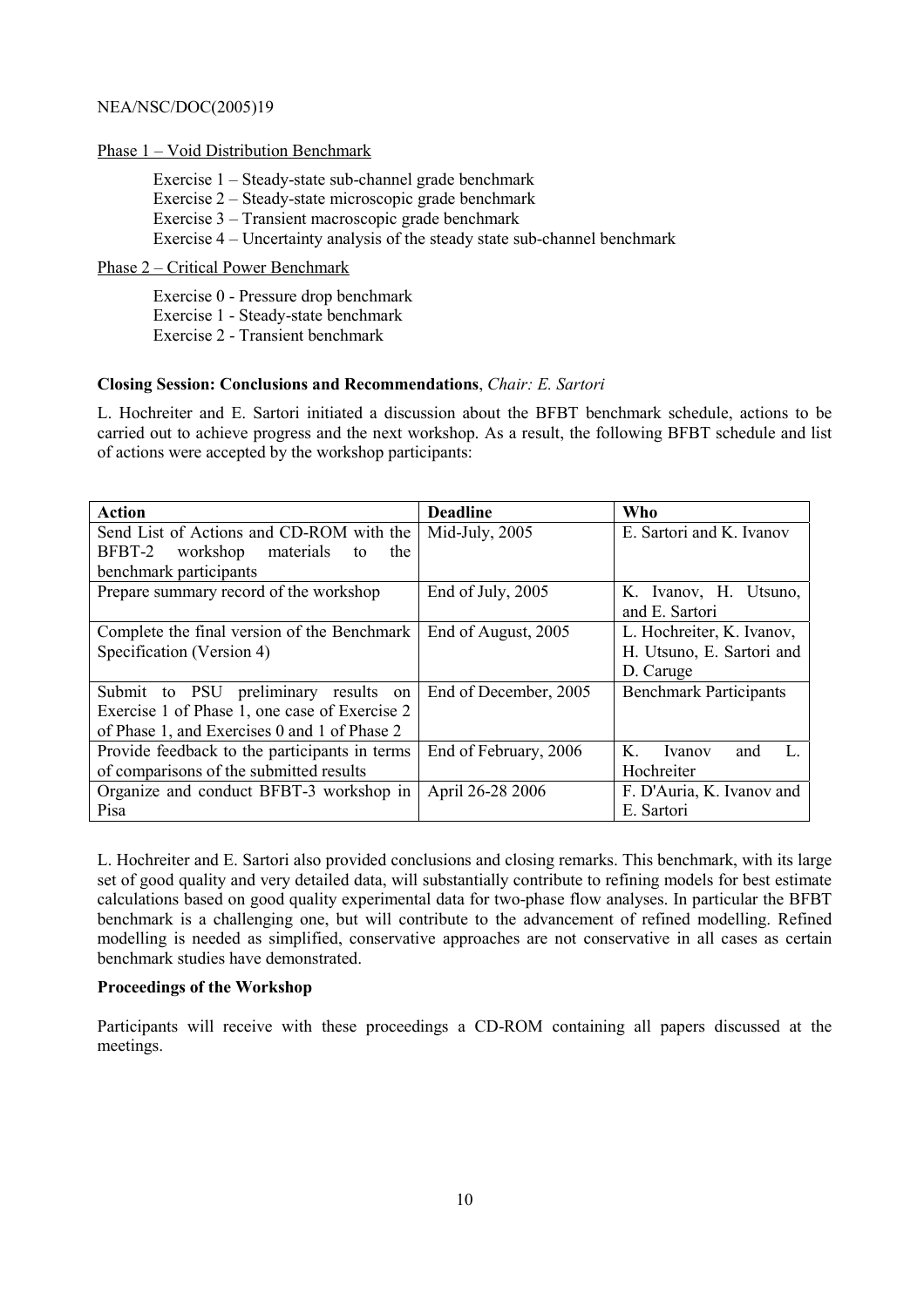Phase 1 – Void Distribution Benchmark

Exercise 1 – Steady-state sub-channel grade benchmark
Exercise 2 – Steady-state microscopic grade benchmark
Exercise 3 – Transient macroscopic grade benchmark
Exercise 4 – Uncertainty analysis of the steady state sub-channel benchmark

Phase 2 – Critical Power Benchmark

Exercise 0 - Pressure drop benchmark
Exercise 1 - Steady-state benchmark
Exercise 2 - Transient benchmark

**Closing Session: Conclusions and Recommendations**, *Chair: E. Sartori*

L. Hochreiter and E. Sartori initiated a discussion about the BFBT benchmark schedule, actions to be carried out to achieve progress and the next workshop. As a result, the following BFBT schedule and list of actions were accepted by the workshop participants:

| Action | Deadline | Who |
|---|---|---|
| Send List of Actions and CD-ROM with the BFBT-2 workshop materials to the benchmark participants | Mid-July, 2005 | E. Sartori and K. Ivanov |
| Prepare summary record of the workshop | End of July, 2005 | K. Ivanov, H. Utsuno, and E. Sartori |
| Complete the final version of the Benchmark Specification (Version 4) | End of August, 2005 | L. Hochreiter, K. Ivanov, H. Utsuno, E. Sartori and D. Caruge |
| Submit to PSU preliminary results on Exercise 1 of Phase 1, one case of Exercise 2 of Phase 1, and Exercises 0 and 1 of Phase 2 | End of December, 2005 | Benchmark Participants |
| Provide feedback to the participants in terms of comparisons of the submitted results | End of February, 2006 | K. Ivanov and L. Hochreiter |
| Organize and conduct BFBT-3 workshop in Pisa | April 26-28 2006 | F. D'Auria, K. Ivanov and E. Sartori |

L. Hochreiter and E. Sartori also provided conclusions and closing remarks. This benchmark, with its large set of good quality and very detailed data, will substantially contribute to refining models for best estimate calculations based on good quality experimental data for two-phase flow analyses. In particular the BFBT benchmark is a challenging one, but will contribute to the advancement of refined modelling. Refined modelling is needed as simplified, conservative approaches are not conservative in all cases as certain benchmark studies have demonstrated.

**Proceedings of the Workshop**

Participants will receive with these proceedings a CD-ROM containing all papers discussed at the meetings.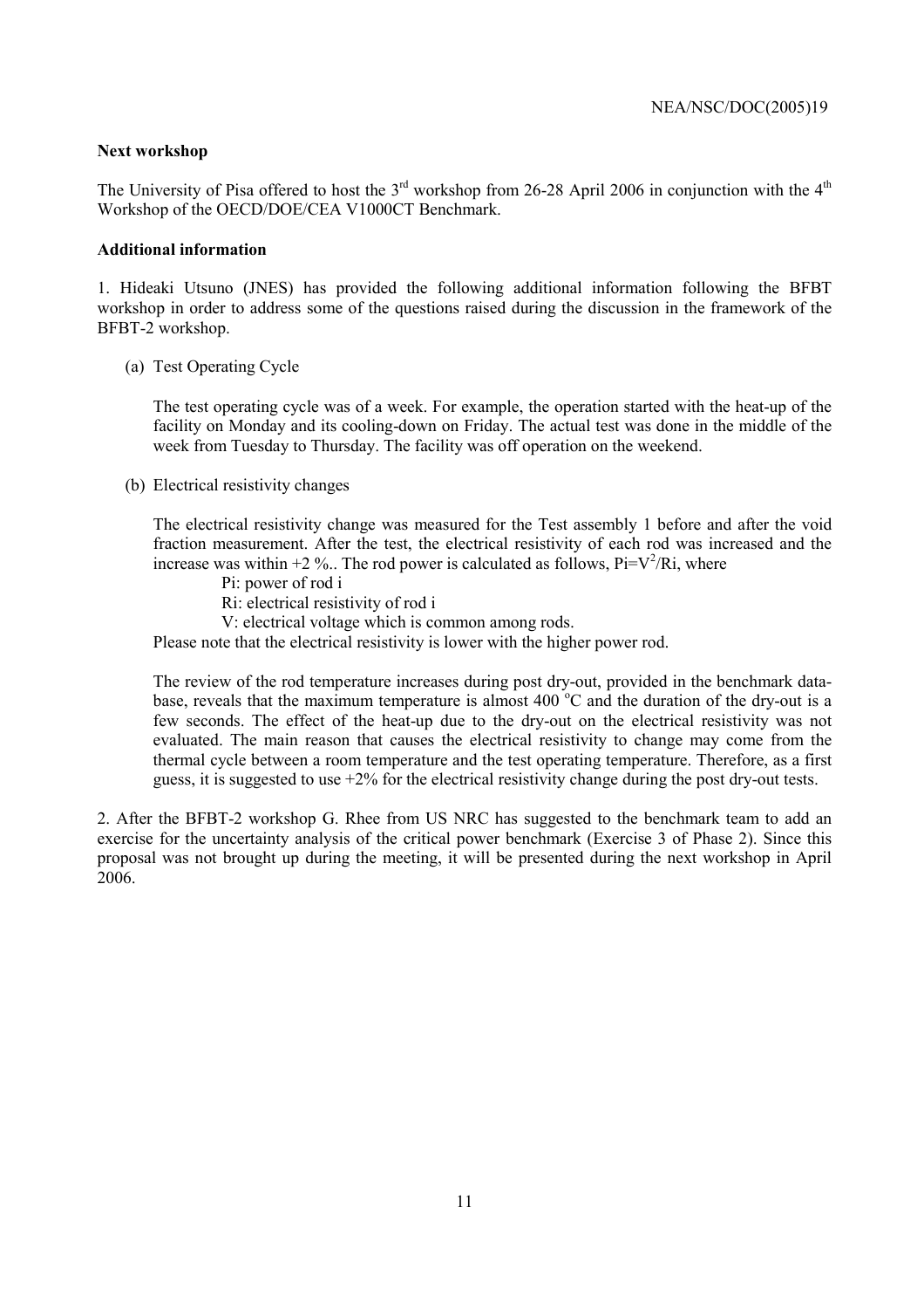**Next workshop**

The University of Pisa offered to host the 3rd workshop from 26-28 April 2006 in conjunction with the 4th Workshop of the OECD/DOE/CEA V1000CT Benchmark.

**Additional information**

1. Hideaki Utsuno (JNES) has provided the following additional information following the BFBT workshop in order to address some of the questions raised during the discussion in the framework of the BFBT-2 workshop.

(a) Test Operating Cycle

The test operating cycle was of a week. For example, the operation started with the heat-up of the facility on Monday and its cooling-down on Friday. The actual test was done in the middle of the week from Tuesday to Thursday. The facility was off operation on the weekend.

(b) Electrical resistivity changes

The electrical resistivity change was measured for the Test assembly 1 before and after the void fraction measurement. After the test, the electrical resistivity of each rod was increased and the increase was within +2 %.. The rod power is calculated as follows, $P_i=V^2/R_i$, where

Pi: power of rod i

Ri: electrical resistivity of rod i

V: electrical voltage which is common among rods.

Please note that the electrical resistivity is lower with the higher power rod.

The review of the rod temperature increases during post dry-out, provided in the benchmark data-base, reveals that the maximum temperature is almost 400 °C and the duration of the dry-out is a few seconds. The effect of the heat-up due to the dry-out on the electrical resistivity was not evaluated. The main reason that causes the electrical resistivity to change may come from the thermal cycle between a room temperature and the test operating temperature. Therefore, as a first guess, it is suggested to use +2% for the electrical resistivity change during the post dry-out tests.

2. After the BFBT-2 workshop G. Rhee from US NRC has suggested to the benchmark team to add an exercise for the uncertainty analysis of the critical power benchmark (Exercise 3 of Phase 2). Since this proposal was not brought up during the meeting, it will be presented during the next workshop in April 2006.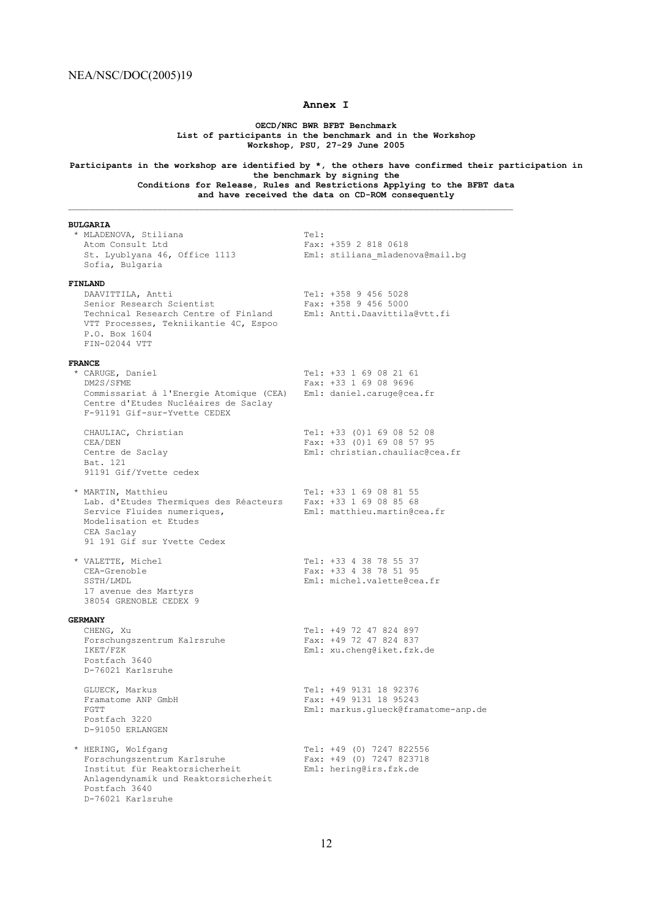# Annex I

**OECD/NRC BWR BFBT Benchmark**
**List of participants in the benchmark and in the Workshop**
**Workshop, PSU, 27-29 June 2005**

**Participants in the workshop are identified by *, the others have confirmed their participation in the benchmark by signing the Conditions for Release, Rules and Restrictions Applying to the BFBT data and have received the data on CD-ROM consequently**

---

**BULGARIA**

| | |
|---|---|
| * MLADENOVA, Stiliana | Tel: |
| Atom Consult Ltd | Fax: +359 2 818 0618 |
| St. Lyublyana 46, Office 1113 | Eml: stiliana_mladenova@mail.bg |
| Sofia, Bulgaria | |

**FINLAND**

| | |
|---|---|
| DAAVITTILA, Antti | Tel: +358 9 456 5028 |
| Senior Research Scientist | Fax: +358 9 456 5000 |
| Technical Research Centre of Finland | Eml: Antti.Daavittila@vtt.fi |
| VTT Processes, Tekniikantie 4C, Espoo | |
| P.O. Box 1604 | |
| FIN-02044 VTT | |

**FRANCE**

| | |
|---|---|
| * CARUGE, Daniel | Tel: +33 1 69 08 21 61 |
| DM2S/SFME | Fax: +33 1 69 08 9696 |
| Commissariat à l'Energie Atomique (CEA) | Eml: daniel.caruge@cea.fr |
| Centre d'Etudes Nucléaires de Saclay | |
| F-91191 Gif-sur-Yvette CEDEX | |
| | |
| CHAULIAC, Christian | Tel: +33 (0)1 69 08 52 08 |
| CEA/DEN | Fax: +33 (0)1 69 08 57 95 |
| Centre de Saclay | Eml: christian.chauliac@cea.fr |
| Bat. 121 | |
| 91191 Gif/Yvette cedex | |
| | |
| * MARTIN, Matthieu | Tel: +33 1 69 08 81 55 |
| Lab. d'Etudes Thermiques des Réacteurs | Fax: +33 1 69 08 85 68 |
| Service Fluides numeriques, | Eml: matthieu.martin@cea.fr |
| Modelisation et Etudes | |
| CEA Saclay | |
| 91 191 Gif sur Yvette Cedex | |
| | |
| * VALETTE, Michel | Tel: +33 4 38 78 55 37 |
| CEA-Grenoble | Fax: +33 4 38 78 51 95 |
| SSTH/LMDL | Eml: michel.valette@cea.fr |
| 17 avenue des Martyrs | |
| 38054 GRENOBLE CEDEX 9 | |

**GERMANY**

| | |
|---|---|
| CHENG, Xu | Tel: +49 72 47 824 897 |
| Forschungszentrum Kalrsruhe | Fax: +49 72 47 824 837 |
| IKET/FZK | Eml: xu.cheng@iket.fzk.de |
| Postfach 3640 | |
| D-76021 Karlsruhe | |
| | |
| GLUECK, Markus | Tel: +49 9131 18 92376 |
| Framatome ANP GmbH | Fax: +49 9131 18 95243 |
| FGTT | Eml: markus.glueck@framatome-anp.de |
| Postfach 3220 | |
| D-91050 ERLANGEN | |
| | |
| * HERING, Wolfgang | Tel: +49 (0) 7247 822556 |
| Forschungszentrum Karlsruhe | Fax: +49 (0) 7247 823718 |
| Institut für Reaktorsicherheit | Eml: hering@irs.fzk.de |
| Anlagendynamik und Reaktorsicherheit | |
| Postfach 3640 | |
| D-76021 Karlsruhe | |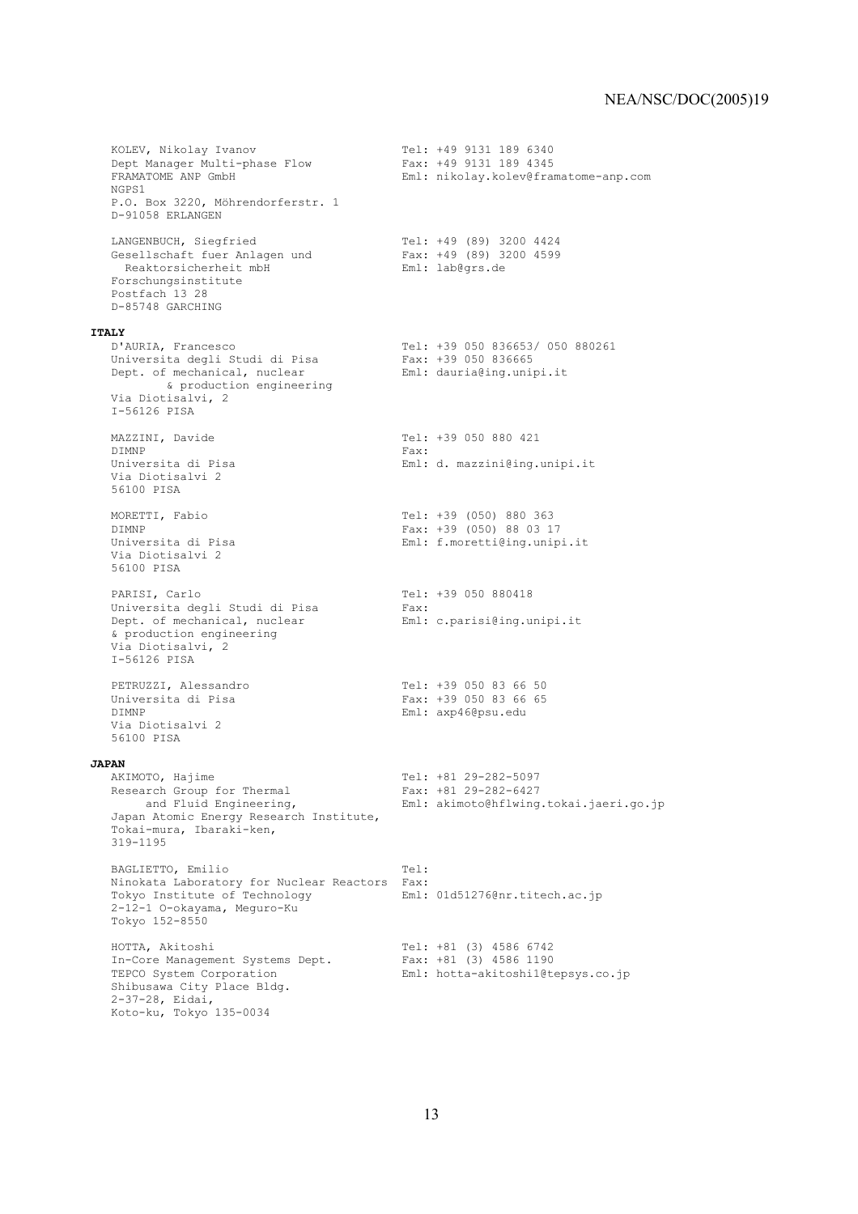KOLEV, Nikolay Ivanov
Dept Manager Multi-phase Flow
FRAMATOME ANP GmbH
NGPS1
P.O. Box 3220, Möhrendorferstr. 1
D-91058 ERLANGEN

Tel: +49 9131 189 6340
Fax: +49 9131 189 4345
Eml: nikolay.kolev@framatome-anp.com

LANGENBUCH, Siegfried
Gesellschaft fuer Anlagen und
Reaktorsicherheit mbH
Forschungsinstitute
Postfach 13 28
D-85748 GARCHING

Tel: +49 (89) 3200 4424
Fax: +49 (89) 3200 4599
Eml: lab@grs.de

**ITALY**

D'AURIA, Francesco
Universita degli Studi di Pisa
Dept. of mechanical, nuclear
& production engineering
Via Diotisalvi, 2
I-56126 PISA

Tel: +39 050 836653/ 050 880261
Fax: +39 050 836665
Eml: dauria@ing.unipi.it

MAZZINI, Davide
DIMNP
Universita di Pisa
Via Diotisalvi 2
56100 PISA

Tel: +39 050 880 421
Fax:
Eml: d. mazzini@ing.unipi.it

MORETTI, Fabio
DIMNP
Universita di Pisa
Via Diotisalvi 2
56100 PISA

Tel: +39 (050) 880 363
Fax: +39 (050) 88 03 17
Eml: f.moretti@ing.unipi.it

PARISI, Carlo
Universita degli Studi di Pisa
Dept. of mechanical, nuclear
& production engineering
Via Diotisalvi, 2
I-56126 PISA

Tel: +39 050 880418
Fax:
Eml: c.parisi@ing.unipi.it

PETRUZZI, Alessandro
Universita di Pisa
DIMNP
Via Diotisalvi 2
56100 PISA

Tel: +39 050 83 66 50
Fax: +39 050 83 66 65
Eml: axp46@psu.edu

**JAPAN**

AKIMOTO, Hajime
Research Group for Thermal
and Fluid Engineering,
Japan Atomic Energy Research Institute,
Tokai-mura, Ibaraki-ken,
319-1195

Tel: +81 29-282-5097
Fax: +81 29-282-6427
Eml: akimoto@hflwing.tokai.jaeri.go.jp

BAGLIETTO, Emilio
Ninokata Laboratory for Nuclear Reactors
Tokyo Institute of Technology
2-12-1 O-okayama, Meguro-Ku
Tokyo 152-8550

Tel:
Fax:
Eml: 01d51276@nr.titech.ac.jp

HOTTA, Akitoshi
In-Core Management Systems Dept.
TEPCO System Corporation
Shibusawa City Place Bldg.
2-37-28, Eidai,
Koto-ku, Tokyo 135-0034

Tel: +81 (3) 4586 6742
Fax: +81 (3) 4586 1190
Eml: hotta-akitoshi1@tepsys.co.jp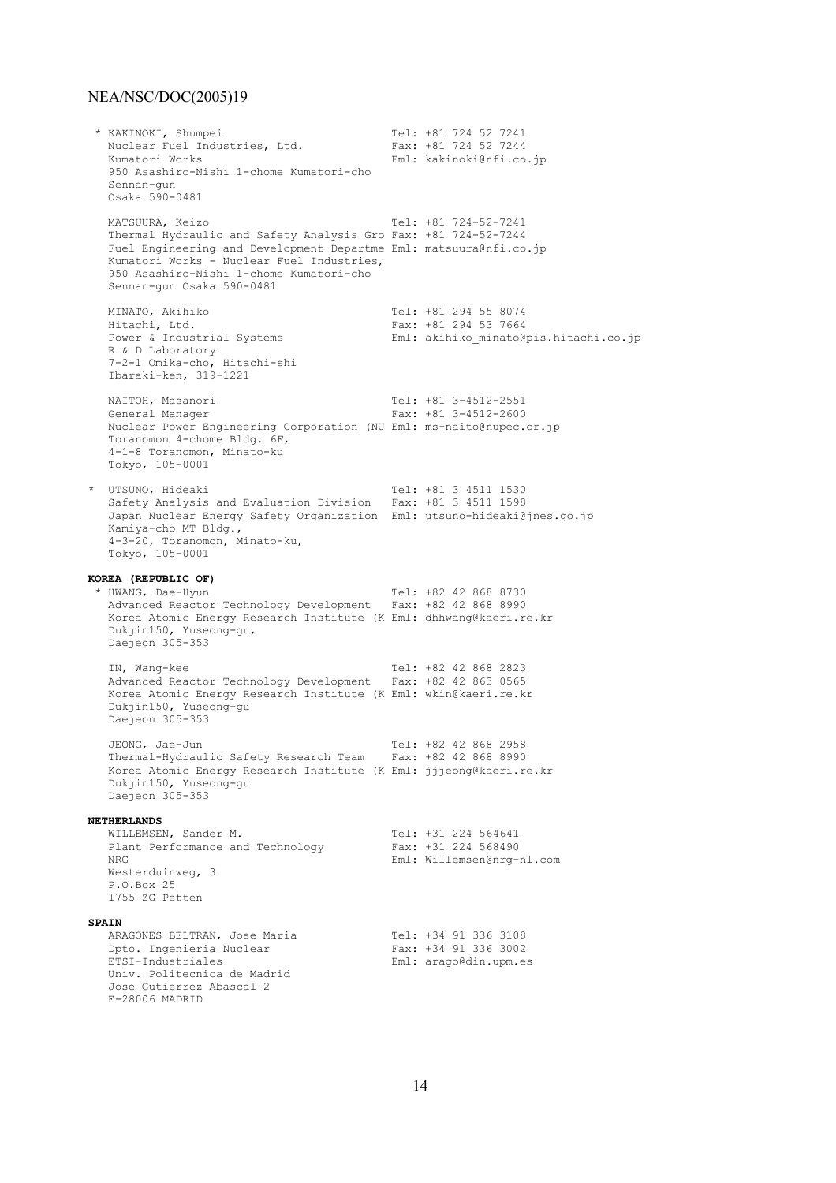\* KAKINOKI, Shumpei
Nuclear Fuel Industries, Ltd.
Kumatori Works
950 Asashiro-Nishi 1-chome Kumatori-cho
Sennan-gun
Osaka 590-0481
Tel: +81 724 52 7241
Fax: +81 724 52 7244
Eml: kakinoki@nfi.co.jp

MATSUURA, Keizo
Thermal Hydraulic and Safety Analysis Gro
Fuel Engineering and Development Departme
Kumatori Works - Nuclear Fuel Industries,
950 Asashiro-Nishi 1-chome Kumatori-cho
Sennan-gun Osaka 590-0481
Tel: +81 724-52-7241
Fax: +81 724-52-7244
Eml: matsuura@nfi.co.jp

MINATO, Akihiko
Hitachi, Ltd.
Power & Industrial Systems
R & D Laboratory
7-2-1 Omika-cho, Hitachi-shi
Ibaraki-ken, 319-1221
Tel: +81 294 55 8074
Fax: +81 294 53 7664
Eml: akihiko_minato@pis.hitachi.co.jp

NAITOH, Masanori
General Manager
Nuclear Power Engineering Corporation (NU
Toranomon 4-chome Bldg. 6F,
4-1-8 Toranomon, Minato-ku
Tokyo, 105-0001
Tel: +81 3-4512-2551
Fax: +81 3-4512-2600
Eml: ms-naito@nupec.or.jp

\* UTSUNO, Hideaki
Safety Analysis and Evaluation Division
Japan Nuclear Energy Safety Organization
Kamiya-cho MT Bldg.,
4-3-20, Toranomon, Minato-ku,
Tokyo, 105-0001
Tel: +81 3 4511 1530
Fax: +81 3 4511 1598
Eml: utsuno-hideaki@jnes.go.jp

**KOREA (REPUBLIC OF)**

\* HWANG, Dae-Hyun
Advanced Reactor Technology Development
Korea Atomic Energy Research Institute (K
Dukjin150, Yuseong-gu,
Daejeon 305-353
Tel: +82 42 868 8730
Fax: +82 42 868 8990
Eml: dhhwang@kaeri.re.kr

IN, Wang-kee
Advanced Reactor Technology Development
Korea Atomic Energy Research Institute (K
Dukjin150, Yuseong-gu
Daejeon 305-353
Tel: +82 42 868 2823
Fax: +82 42 863 0565
Eml: wkin@kaeri.re.kr

JEONG, Jae-Jun
Thermal-Hydraulic Safety Research Team
Korea Atomic Energy Research Institute (K
Dukjin150, Yuseong-gu
Daejeon 305-353
Tel: +82 42 868 2958
Fax: +82 42 868 8990
Eml: jjjeong@kaeri.re.kr

**NETHERLANDS**

WILLEMSEN, Sander M.
Plant Performance and Technology
NRG
Westerduinweg, 3
P.O.Box 25
1755 ZG Petten
Tel: +31 224 564641
Fax: +31 224 568490
Eml: Willemsen@nrg-nl.com

**SPAIN**

ARAGONES BELTRAN, Jose Maria
Dpto. Ingenieria Nuclear
ETSI-Industriales
Univ. Politecnica de Madrid
Jose Gutierrez Abascal 2
E-28006 MADRID
Tel: +34 91 336 3108
Fax: +34 91 336 3002
Eml: arago@din.upm.es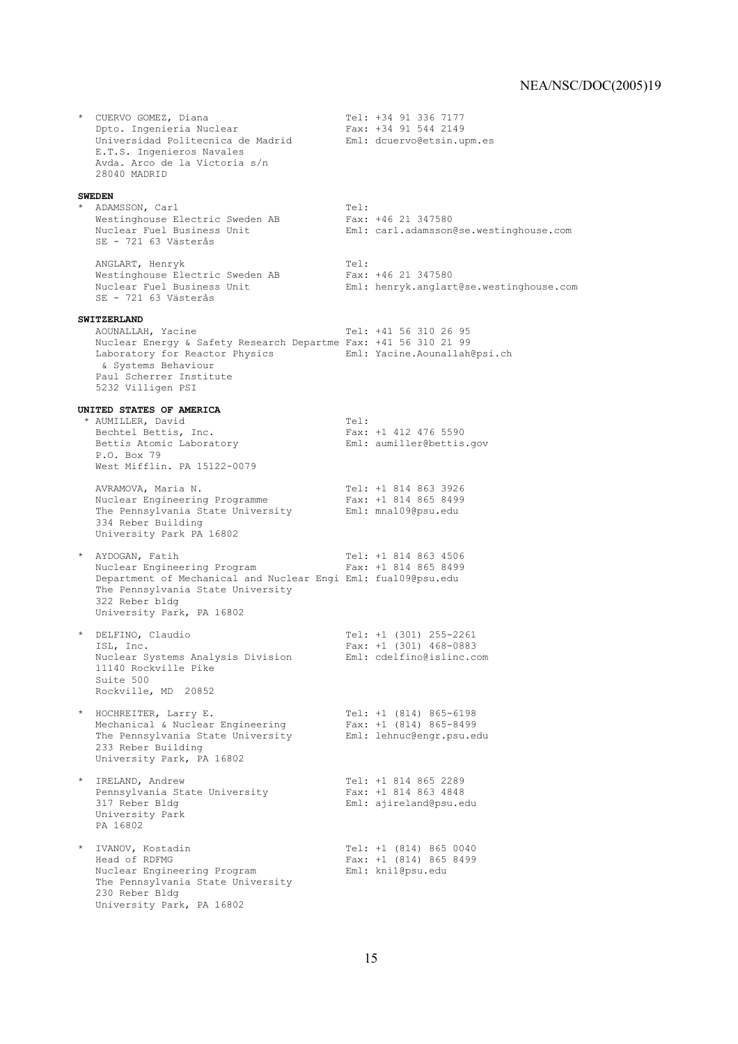* CUERVO GOMEZ, Diana
  Dpto. Ingenieria Nuclear
  Universidad Politecnica de Madrid
  E.T.S. Ingenieros Navales
  Avda. Arco de la Victoria s/n
  28040 MADRID
  Tel: +34 91 336 7177
  Fax: +34 91 544 2149
  Eml: dcuervo@etsin.upm.es

**SWEDEN**

* ADAMSSON, Carl
  Westinghouse Electric Sweden AB
  Nuclear Fuel Business Unit
  SE - 721 63 Västerås
  Tel:
  Fax: +46 21 347580
  Eml: carl.adamsson@se.westinghouse.com

  ANGLART, Henryk
  Westinghouse Electric Sweden AB
  Nuclear Fuel Business Unit
  SE - 721 63 Västerås
  Tel:
  Fax: +46 21 347580
  Eml: henryk.anglart@se.westinghouse.com

**SWITZERLAND**

  AOUNALLAH, Yacine
  Nuclear Energy & Safety Research Departme
  Laboratory for Reactor Physics
  & Systems Behaviour
  Paul Scherrer Institute
  5232 Villigen PSI
  Tel: +41 56 310 26 95
  Fax: +41 56 310 21 99
  Eml: Yacine.Aounallah@psi.ch

**UNITED STATES OF AMERICA**

* AUMILLER, David
  Bechtel Bettis, Inc.
  Bettis Atomic Laboratory
  P.O. Box 79
  West Mifflin. PA 15122-0079
  Tel:
  Fax: +1 412 476 5590
  Eml: aumiller@bettis.gov

  AVRAMOVA, Maria N.
  Nuclear Engineering Programme
  The Pennsylvania State University
  334 Reber Building
  University Park PA 16802
  Tel: +1 814 863 3926
  Fax: +1 814 865 8499
  Eml: mna109@psu.edu

* AYDOGAN, Fatih
  Nuclear Engineering Program
  Department of Mechanical and Nuclear Engi
  The Pennsylvania State University
  322 Reber bldg
  University Park, PA 16802
  Tel: +1 814 863 4506
  Fax: +1 814 865 8499
  Eml: fua109@psu.edu

* DELFINO, Claudio
  ISL, Inc.
  Nuclear Systems Analysis Division
  11140 Rockville Pike
  Suite 500
  Rockville, MD 20852
  Tel: +1 (301) 255-2261
  Fax: +1 (301) 468-0883
  Eml: cdelfino@islinc.com

* HOCHREITER, Larry E.
  Mechanical & Nuclear Engineering
  The Pennsylvania State University
  233 Reber Building
  University Park, PA 16802
  Tel: +1 (814) 865-6198
  Fax: +1 (814) 865-8499
  Eml: lehnuc@engr.psu.edu

* IRELAND, Andrew
  Pennsylvania State University
  317 Reber Bldg
  University Park
  PA 16802
  Tel: +1 814 865 2289
  Fax: +1 814 863 4848
  Eml: ajireland@psu.edu

* IVANOV, Kostadin
  Head of RDFMG
  Nuclear Engineering Program
  The Pennsylvania State University
  230 Reber Bldg
  University Park, PA 16802
  Tel: +1 (814) 865 0040
  Fax: +1 (814) 865 8499
  Eml: kni1@psu.edu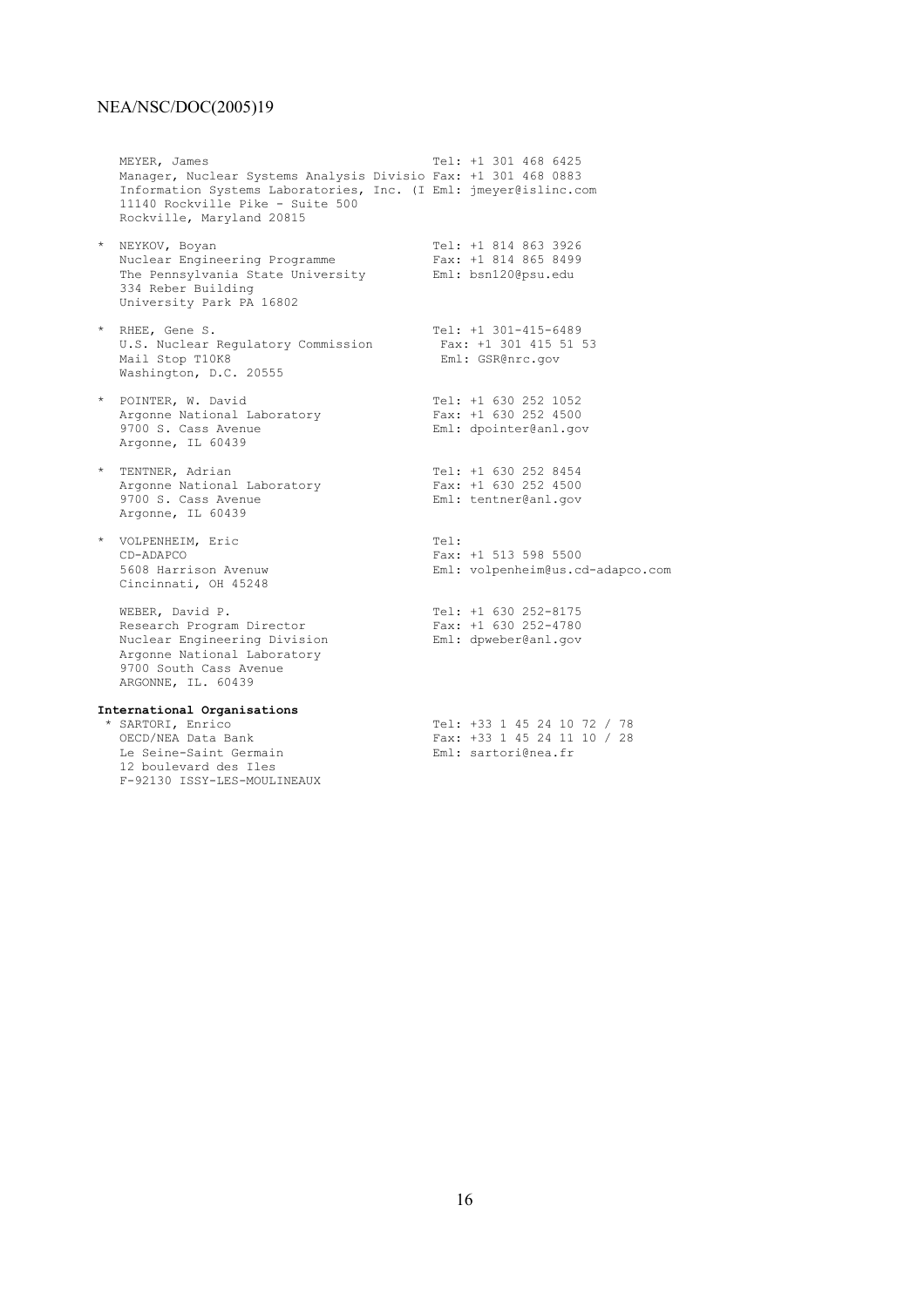MEYER, James
Manager, Nuclear Systems Analysis Divisio
Information Systems Laboratories, Inc. (I
11140 Rockville Pike - Suite 500
Rockville, Maryland 20815
Tel: +1 301 468 6425
Fax: +1 301 468 0883
Eml: jmeyer@islinc.com

\* NEYKOV, Boyan
Nuclear Engineering Programme
The Pennsylvania State University
334 Reber Building
University Park PA 16802
Tel: +1 814 863 3926
Fax: +1 814 865 8499
Eml: bsn120@psu.edu

\* RHEE, Gene S.
U.S. Nuclear Regulatory Commission
Mail Stop T10K8
Washington, D.C. 20555
Tel: +1 301-415-6489
Fax: +1 301 415 51 53
Eml: GSR@nrc.gov

\* POINTER, W. David
Argonne National Laboratory
9700 S. Cass Avenue
Argonne, IL 60439
Tel: +1 630 252 1052
Fax: +1 630 252 4500
Eml: dpointer@anl.gov

\* TENTNER, Adrian
Argonne National Laboratory
9700 S. Cass Avenue
Argonne, IL 60439
Tel: +1 630 252 8454
Fax: +1 630 252 4500
Eml: tentner@anl.gov

\* VOLPENHEIM, Eric
CD-ADAPCO
5608 Harrison Avenuw
Cincinnati, OH 45248
Tel:
Fax: +1 513 598 5500
Eml: volpenheim@us.cd-adapco.com

WEBER, David P.
Research Program Director
Nuclear Engineering Division
Argonne National Laboratory
9700 South Cass Avenue
ARGONNE, IL. 60439
Tel: +1 630 252-8175
Fax: +1 630 252-4780
Eml: dpweber@anl.gov

**International Organisations**

\* SARTORI, Enrico
OECD/NEA Data Bank
Le Seine-Saint Germain
12 boulevard des Iles
F-92130 ISSY-LES-MOULINEAUX
Tel: +33 1 45 24 10 72 / 78
Fax: +33 1 45 24 11 10 / 28
Eml: sartori@nea.fr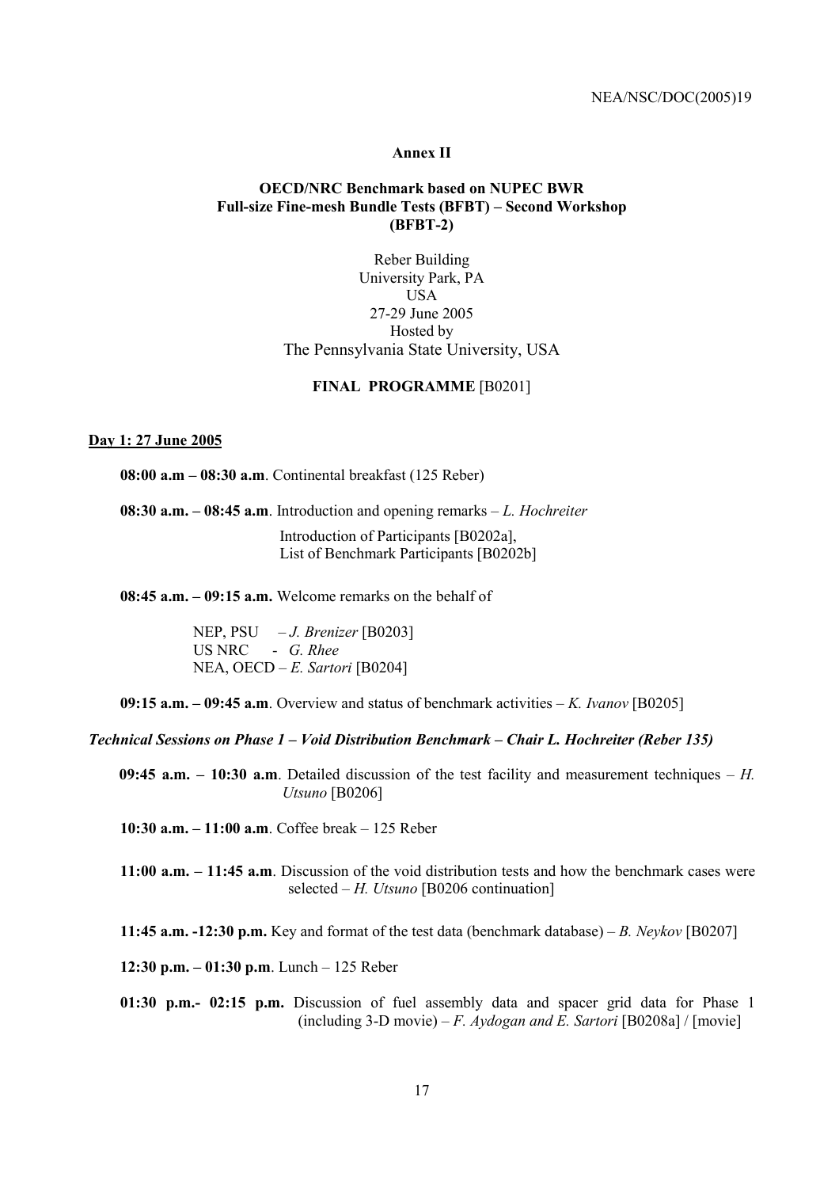**Annex II**

**OECD/NRC Benchmark based on NUPEC BWR Full-size Fine-mesh Bundle Tests (BFBT) – Second Workshop (BFBT-2)**

Reber Building
University Park, PA
USA
27-29 June 2005
Hosted by
The Pennsylvania State University, USA

**FINAL PROGRAMME** [B0201]

**Day 1: 27 June 2005**

**08:00 a.m – 08:30 a.m**. Continental breakfast (125 Reber)

**08:30 a.m. – 08:45 a.m**. Introduction and opening remarks – *L. Hochreiter*

Introduction of Participants [B0202a],
List of Benchmark Participants [B0202b]

**08:45 a.m. – 09:15 a.m.** Welcome remarks on the behalf of

NEP, PSU – *J. Brenizer* [B0203]
US NRC - *G. Rhee*
NEA, OECD – *E. Sartori* [B0204]

**09:15 a.m. – 09:45 a.m**. Overview and status of benchmark activities – *K. Ivanov* [B0205]

***Technical Sessions on Phase 1 – Void Distribution Benchmark – Chair L. Hochreiter (Reber 135)***

**09:45 a.m. – 10:30 a.m**. Detailed discussion of the test facility and measurement techniques – *H. Utsuno* [B0206]

**10:30 a.m. – 11:00 a.m**. Coffee break – 125 Reber

**11:00 a.m. – 11:45 a.m**. Discussion of the void distribution tests and how the benchmark cases were selected – *H. Utsuno* [B0206 continuation]

**11:45 a.m. -12:30 p.m.** Key and format of the test data (benchmark database) – *B. Neykov* [B0207]

**12:30 p.m. – 01:30 p.m**. Lunch – 125 Reber

**01:30 p.m.- 02:15 p.m.** Discussion of fuel assembly data and spacer grid data for Phase 1 (including 3-D movie) – *F. Aydogan and E. Sartori* [B0208a] / [movie]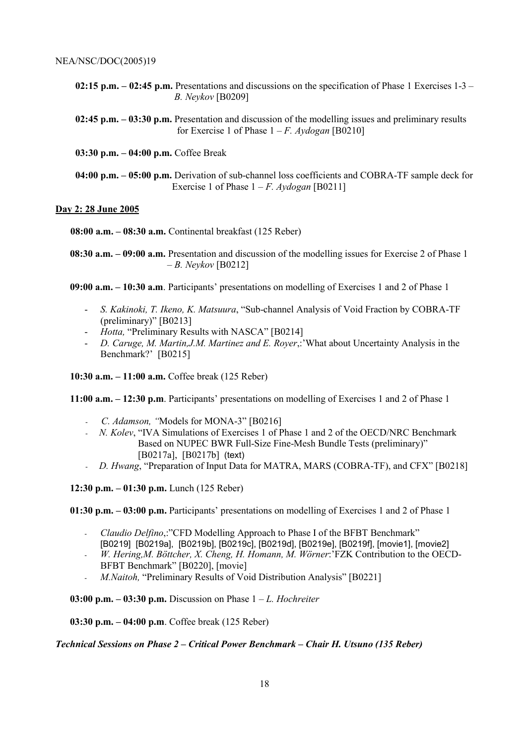**02:15 p.m. – 02:45 p.m.** Presentations and discussions on the specification of Phase 1 Exercises 1-3 – *B. Neykov* [B0209]

**02:45 p.m. – 03:30 p.m.** Presentation and discussion of the modelling issues and preliminary results for Exercise 1 of Phase 1 – *F. Aydogan* [B0210]

**03:30 p.m. – 04:00 p.m.** Coffee Break

**04:00 p.m. – 05:00 p.m.** Derivation of sub-channel loss coefficients and COBRA-TF sample deck for Exercise 1 of Phase 1 – *F. Aydogan* [B0211]

**Day 2: 28 June 2005**

**08:00 a.m. – 08:30 a.m.** Continental breakfast (125 Reber)

**08:30 a.m. – 09:00 a.m.** Presentation and discussion of the modelling issues for Exercise 2 of Phase 1 – *B. Neykov* [B0212]

**09:00 a.m. – 10:30 a.m**. Participants' presentations on modelling of Exercises 1 and 2 of Phase 1

- *S. Kakinoki, T. Ikeno, K. Matsuura*, "Sub-channel Analysis of Void Fraction by COBRA-TF (preliminary)" [B0213]
- *Hotta,* "Preliminary Results with NASCA" [B0214]
- *D. Caruge, M. Martin,J.M. Martinez and E. Royer*,:'What about Uncertainty Analysis in the Benchmark?' [B0215]

**10:30 a.m. – 11:00 a.m.** Coffee break (125 Reber)

**11:00 a.m. – 12:30 p.m**. Participants' presentations on modelling of Exercises 1 and 2 of Phase 1

- *C. Adamson, "*Models for MONA-3" [B0216]
- *N. Kolev*, "IVA Simulations of Exercises 1 of Phase 1 and 2 of the OECD/NRC Benchmark Based on NUPEC BWR Full-Size Fine-Mesh Bundle Tests (preliminary)" [B0217a], [B0217b] (text)
- *D. Hwang*, "Preparation of Input Data for MATRA, MARS (COBRA-TF), and CFX" [B0218]

**12:30 p.m. – 01:30 p.m.** Lunch (125 Reber)

**01:30 p.m. – 03:00 p.m.** Participants' presentations on modelling of Exercises 1 and 2 of Phase 1

- *Claudio Delfino*,:"CFD Modelling Approach to Phase I of the BFBT Benchmark" [B0219] [B0219a], [B0219b], [B0219c], [B0219d], [B0219e], [B0219f], [movie1], [movie2]
- *W. Hering,M. Böttcher, X. Cheng, H. Homann, M. Wörner*:'FZK Contribution to the OECD-BFBT Benchmark" [B0220], [movie]
- *M.Naitoh,* "Preliminary Results of Void Distribution Analysis" [B0221]

**03:00 p.m. – 03:30 p.m.** Discussion on Phase 1 – *L. Hochreiter*

**03:30 p.m. – 04:00 p.m**. Coffee break (125 Reber)

***Technical Sessions on Phase 2 – Critical Power Benchmark – Chair H. Utsuno (135 Reber)***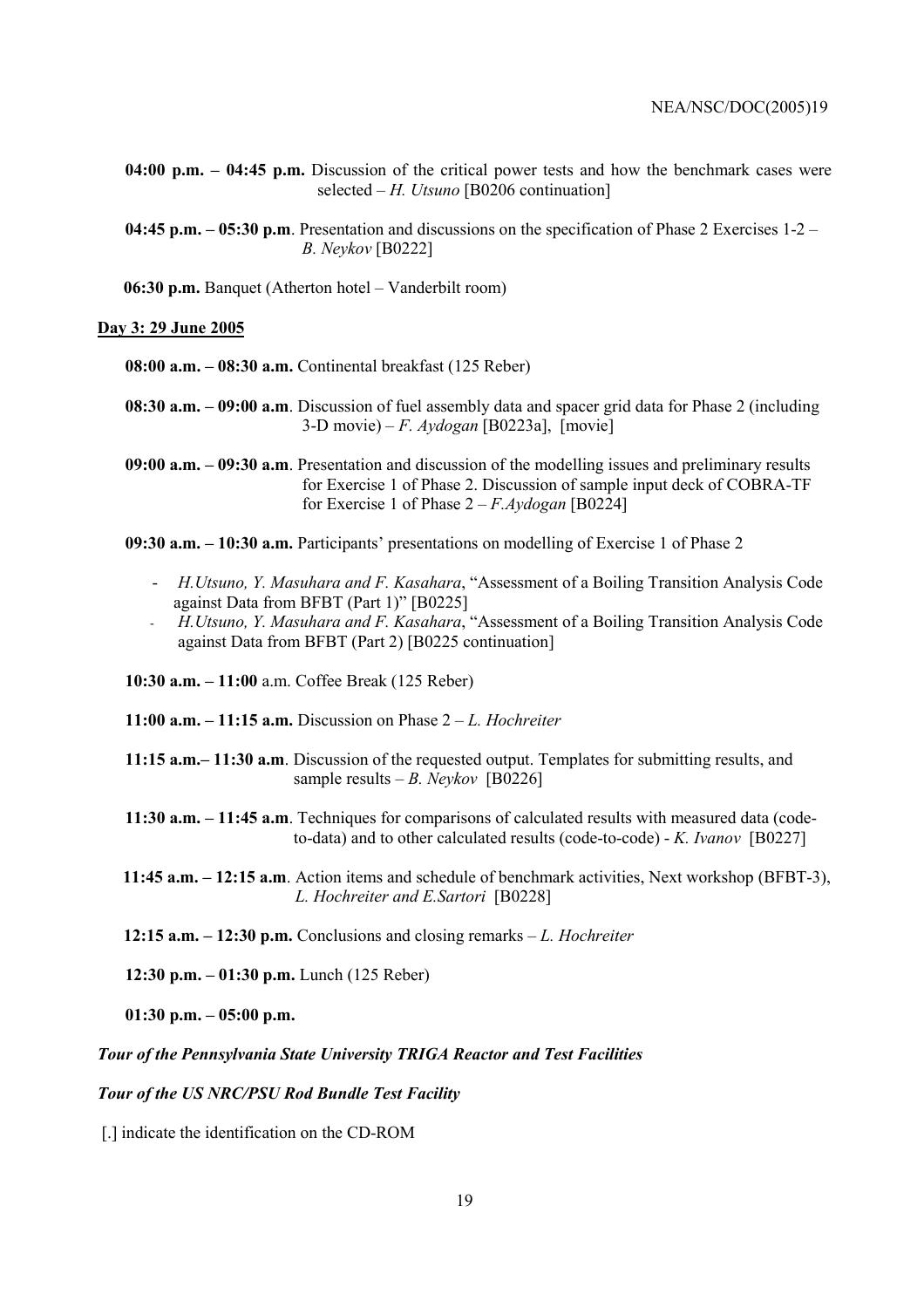**04:00 p.m. – 04:45 p.m.** Discussion of the critical power tests and how the benchmark cases were selected – *H. Utsuno* [B0206 continuation]

**04:45 p.m. – 05:30 p.m**. Presentation and discussions on the specification of Phase 2 Exercises 1-2 – *B. Neykov* [B0222]

**06:30 p.m.** Banquet (Atherton hotel – Vanderbilt room)

**Day 3: 29 June 2005**

**08:00 a.m. – 08:30 a.m.** Continental breakfast (125 Reber)

**08:30 a.m. – 09:00 a.m**. Discussion of fuel assembly data and spacer grid data for Phase 2 (including 3-D movie) – *F. Aydogan* [B0223a], [movie]

**09:00 a.m. – 09:30 a.m**. Presentation and discussion of the modelling issues and preliminary results for Exercise 1 of Phase 2. Discussion of sample input deck of COBRA-TF for Exercise 1 of Phase 2 – *F.Aydogan* [B0224]

**09:30 a.m. – 10:30 a.m.** Participants' presentations on modelling of Exercise 1 of Phase 2

- *H.Utsuno, Y. Masuhara and F. Kasahara*, "Assessment of a Boiling Transition Analysis Code against Data from BFBT (Part 1)" [B0225]
- *H.Utsuno, Y. Masuhara and F. Kasahara*, "Assessment of a Boiling Transition Analysis Code against Data from BFBT (Part 2) [B0225 continuation]

**10:30 a.m. – 11:00** a.m. Coffee Break (125 Reber)

**11:00 a.m. – 11:15 a.m.** Discussion on Phase 2 – *L. Hochreiter*

**11:15 a.m.– 11:30 a.m**. Discussion of the requested output. Templates for submitting results, and sample results – *B. Neykov* [B0226]

**11:30 a.m. – 11:45 a.m**. Techniques for comparisons of calculated results with measured data (code-to-data) and to other calculated results (code-to-code) - *K. Ivanov* [B0227]

**11:45 a.m. – 12:15 a.m**. Action items and schedule of benchmark activities, Next workshop (BFBT-3), *L. Hochreiter and E.Sartori* [B0228]

**12:15 a.m. – 12:30 p.m.** Conclusions and closing remarks – *L. Hochreiter*

**12:30 p.m. – 01:30 p.m.** Lunch (125 Reber)

**01:30 p.m. – 05:00 p.m.**

***Tour of the Pennsylvania State University TRIGA Reactor and Test Facilities***

***Tour of the US NRC/PSU Rod Bundle Test Facility***

[.] indicate the identification on the CD-ROM